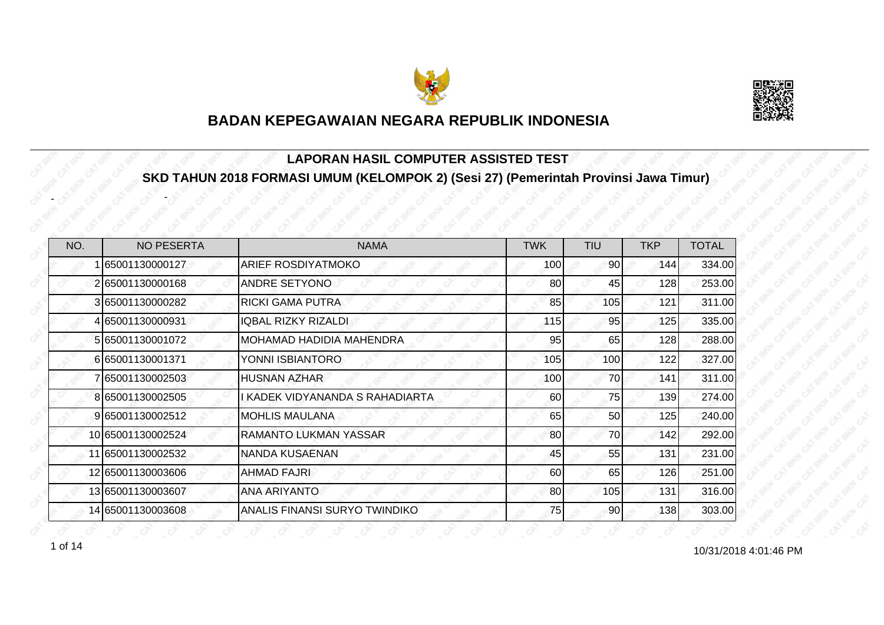# BADAN KEPEGAWAIAN NEGARA REPUBLIK INDONESIA

## LAPORAN HASIL COMPUTER ASSISTED TEST

## SKD TAHUN 2018 FORMASI UMUM (KELOMPOK 2) (Sesi 27) (Pemerintah Provinsi Jawa Timur)

\- -

| NO. | NO PESERTA | NAMA | TWK | TIU | TKP | TOTAL |
|---|---|---|---|---|---|---|
| 1 | 65001130000127 | ARIEF ROSDIYATMOKO | 100 | 90 | 144 | 334.00 |
| 2 | 65001130000168 | ANDRE SETYONO | 80 | 45 | 128 | 253.00 |
| 3 | 65001130000282 | RICKI GAMA PUTRA | 85 | 105 | 121 | 311.00 |
| 4 | 65001130000931 | IQBAL RIZKY RIZALDI | 115 | 95 | 125 | 335.00 |
| 5 | 65001130001072 | MOHAMAD HADIDIA MAHENDRA | 95 | 65 | 128 | 288.00 |
| 6 | 65001130001371 | YONNI ISBIANTORO | 105 | 100 | 122 | 327.00 |
| 7 | 65001130002503 | HUSNAN AZHAR | 100 | 70 | 141 | 311.00 |
| 8 | 65001130002505 | I KADEK VIDYANANDA S RAHADIARTA | 60 | 75 | 139 | 274.00 |
| 9 | 65001130002512 | MOHLIS MAULANA | 65 | 50 | 125 | 240.00 |
| 10 | 65001130002524 | RAMANTO LUKMAN YASSAR | 80 | 70 | 142 | 292.00 |
| 11 | 65001130002532 | NANDA KUSAENAN | 45 | 55 | 131 | 231.00 |
| 12 | 65001130003606 | AHMAD FAJRI | 60 | 65 | 126 | 251.00 |
| 13 | 65001130003607 | ANA ARIYANTO | 80 | 105 | 131 | 316.00 |
| 14 | 65001130003608 | ANALIS FINANSI SURYO TWINDIKO | 75 | 90 | 138 | 303.00 |

10/31/2018 4:01:46 PM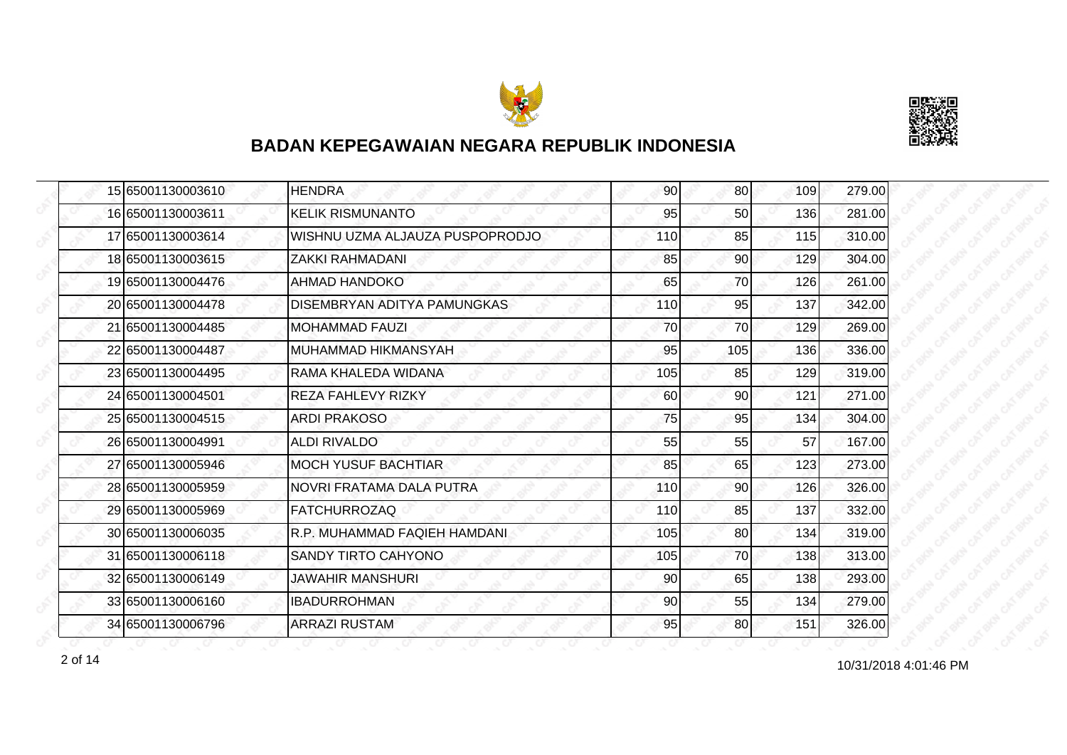## BADAN KEPEGAWAIAN NEGARA REPUBLIK INDONESIA

| | | | | | | |
|---|---|---|---|---|---|---|
| 15 | 65001130003610 | HENDRA | 90 | 80 | 109 | 279.00 |
| 16 | 65001130003611 | KELIK RISMUNANTO | 95 | 50 | 136 | 281.00 |
| 17 | 65001130003614 | WISHNU UZMA ALJAUZA PUSPOPRODJO | 110 | 85 | 115 | 310.00 |
| 18 | 65001130003615 | ZAKKI RAHMADANI | 85 | 90 | 129 | 304.00 |
| 19 | 65001130004476 | AHMAD HANDOKO | 65 | 70 | 126 | 261.00 |
| 20 | 65001130004478 | DISEMBRYAN ADITYA PAMUNGKAS | 110 | 95 | 137 | 342.00 |
| 21 | 65001130004485 | MOHAMMAD FAUZI | 70 | 70 | 129 | 269.00 |
| 22 | 65001130004487 | MUHAMMAD HIKMANSYAH | 95 | 105 | 136 | 336.00 |
| 23 | 65001130004495 | RAMA KHALEDA WIDANA | 105 | 85 | 129 | 319.00 |
| 24 | 65001130004501 | REZA FAHLEVY RIZKY | 60 | 90 | 121 | 271.00 |
| 25 | 65001130004515 | ARDI PRAKOSO | 75 | 95 | 134 | 304.00 |
| 26 | 65001130004991 | ALDI RIVALDO | 55 | 55 | 57 | 167.00 |
| 27 | 65001130005946 | MOCH YUSUF BACHTIAR | 85 | 65 | 123 | 273.00 |
| 28 | 65001130005959 | NOVRI FRATAMA DALA PUTRA | 110 | 90 | 126 | 326.00 |
| 29 | 65001130005969 | FATCHURROZAQ | 110 | 85 | 137 | 332.00 |
| 30 | 65001130006035 | R.P. MUHAMMAD FAQIEH HAMDANI | 105 | 80 | 134 | 319.00 |
| 31 | 65001130006118 | SANDY TIRTO CAHYONO | 105 | 70 | 138 | 313.00 |
| 32 | 65001130006149 | JAWAHIR MANSHURI | 90 | 65 | 138 | 293.00 |
| 33 | 65001130006160 | IBADURROHMAN | 90 | 55 | 134 | 279.00 |
| 34 | 65001130006796 | ARRAZI RUSTAM | 95 | 80 | 151 | 326.00 |

10/31/2018 4:01:46 PM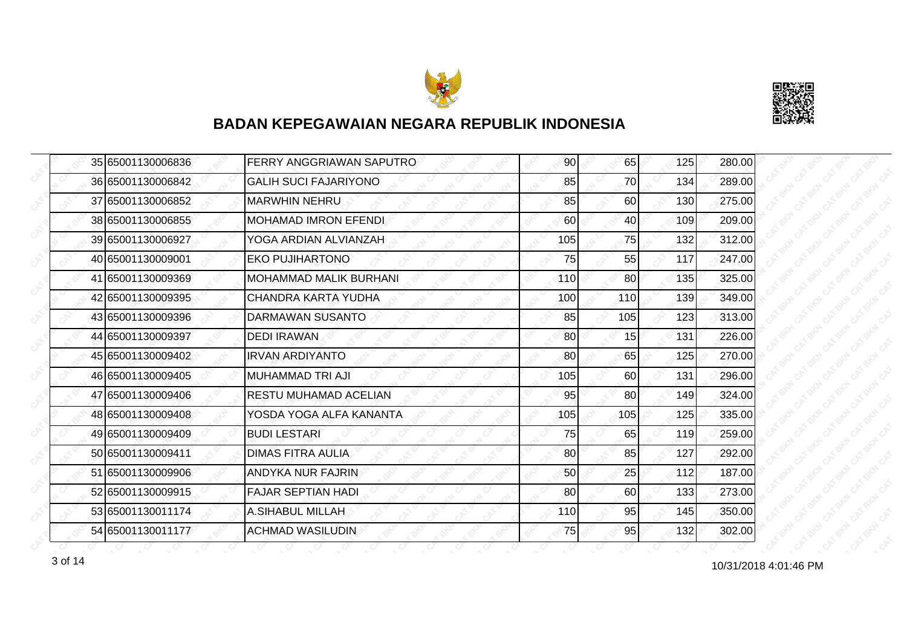# BADAN KEPEGAWAIAN NEGARA REPUBLIK INDONESIA

| | | | | | | |
|---|---|---|---|---|---|---|
| 35 | 65001130006836 | FERRY ANGGRIAWAN SAPUTRO | 90 | 65 | 125 | 280.00 |
| 36 | 65001130006842 | GALIH SUCI FAJARIYONO | 85 | 70 | 134 | 289.00 |
| 37 | 65001130006852 | MARWHIN NEHRU | 85 | 60 | 130 | 275.00 |
| 38 | 65001130006855 | MOHAMAD IMRON EFENDI | 60 | 40 | 109 | 209.00 |
| 39 | 65001130006927 | YOGA ARDIAN ALVIANZAH | 105 | 75 | 132 | 312.00 |
| 40 | 65001130009001 | EKO PUJIHARTONO | 75 | 55 | 117 | 247.00 |
| 41 | 65001130009369 | MOHAMMAD MALIK BURHANI | 110 | 80 | 135 | 325.00 |
| 42 | 65001130009395 | CHANDRA KARTA YUDHA | 100 | 110 | 139 | 349.00 |
| 43 | 65001130009396 | DARMAWAN SUSANTO | 85 | 105 | 123 | 313.00 |
| 44 | 65001130009397 | DEDI IRAWAN | 80 | 15 | 131 | 226.00 |
| 45 | 65001130009402 | IRVAN ARDIYANTO | 80 | 65 | 125 | 270.00 |
| 46 | 65001130009405 | MUHAMMAD TRI AJI | 105 | 60 | 131 | 296.00 |
| 47 | 65001130009406 | RESTU MUHAMAD ACELIAN | 95 | 80 | 149 | 324.00 |
| 48 | 65001130009408 | YOSDA YOGA ALFA KANANTA | 105 | 105 | 125 | 335.00 |
| 49 | 65001130009409 | BUDI LESTARI | 75 | 65 | 119 | 259.00 |
| 50 | 65001130009411 | DIMAS FITRA AULIA | 80 | 85 | 127 | 292.00 |
| 51 | 65001130009906 | ANDYKA NUR FAJRIN | 50 | 25 | 112 | 187.00 |
| 52 | 65001130009915 | FAJAR SEPTIAN HADI | 80 | 60 | 133 | 273.00 |
| 53 | 65001130011174 | A.SIHABUL MILLAH | 110 | 95 | 145 | 350.00 |
| 54 | 65001130011177 | ACHMAD WASILUDIN | 75 | 95 | 132 | 302.00 |

10/31/2018 4:01:46 PM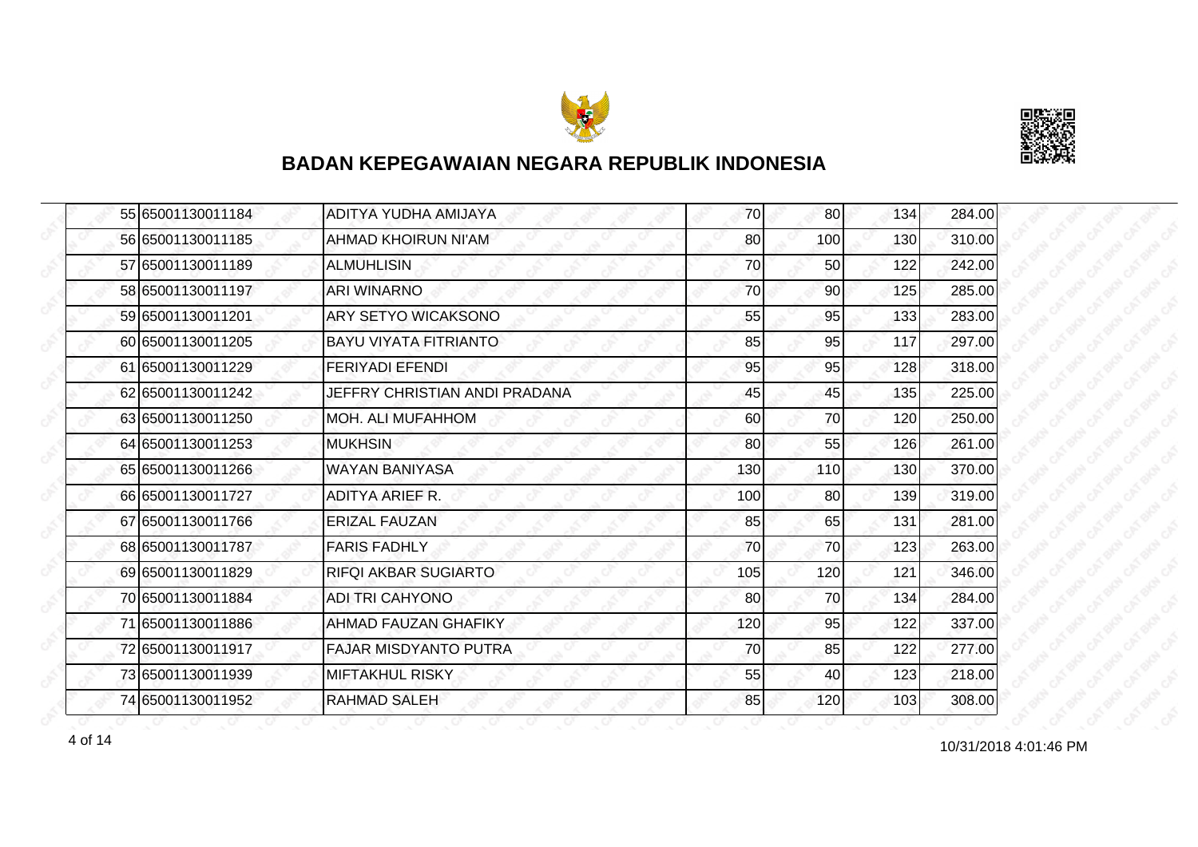# BADAN KEPEGAWAIAN NEGARA REPUBLIK INDONESIA

| | | | | | | |
|---|---|---|---|---|---|---|
| 55 | 65001130011184 | ADITYA YUDHA AMIJAYA | 70 | 80 | 134 | 284.00 |
| 56 | 65001130011185 | AHMAD KHOIRUN NI'AM | 80 | 100 | 130 | 310.00 |
| 57 | 65001130011189 | ALMUHLISIN | 70 | 50 | 122 | 242.00 |
| 58 | 65001130011197 | ARI WINARNO | 70 | 90 | 125 | 285.00 |
| 59 | 65001130011201 | ARY SETYO WICAKSONO | 55 | 95 | 133 | 283.00 |
| 60 | 65001130011205 | BAYU VIYATA FITRIANTO | 85 | 95 | 117 | 297.00 |
| 61 | 65001130011229 | FERIYADI EFENDI | 95 | 95 | 128 | 318.00 |
| 62 | 65001130011242 | JEFFRY CHRISTIAN ANDI PRADANA | 45 | 45 | 135 | 225.00 |
| 63 | 65001130011250 | MOH. ALI MUFAHHOM | 60 | 70 | 120 | 250.00 |
| 64 | 65001130011253 | MUKHSIN | 80 | 55 | 126 | 261.00 |
| 65 | 65001130011266 | WAYAN BANIYASA | 130 | 110 | 130 | 370.00 |
| 66 | 65001130011727 | ADITYA ARIEF R. | 100 | 80 | 139 | 319.00 |
| 67 | 65001130011766 | ERIZAL FAUZAN | 85 | 65 | 131 | 281.00 |
| 68 | 65001130011787 | FARIS FADHLY | 70 | 70 | 123 | 263.00 |
| 69 | 65001130011829 | RIFQI AKBAR SUGIARTO | 105 | 120 | 121 | 346.00 |
| 70 | 65001130011884 | ADI TRI CAHYONO | 80 | 70 | 134 | 284.00 |
| 71 | 65001130011886 | AHMAD FAUZAN GHAFIKY | 120 | 95 | 122 | 337.00 |
| 72 | 65001130011917 | FAJAR MISDYANTO PUTRA | 70 | 85 | 122 | 277.00 |
| 73 | 65001130011939 | MIFTAKHUL RISKY | 55 | 40 | 123 | 218.00 |
| 74 | 65001130011952 | RAHMAD SALEH | 85 | 120 | 103 | 308.00 |

10/31/2018 4:01:46 PM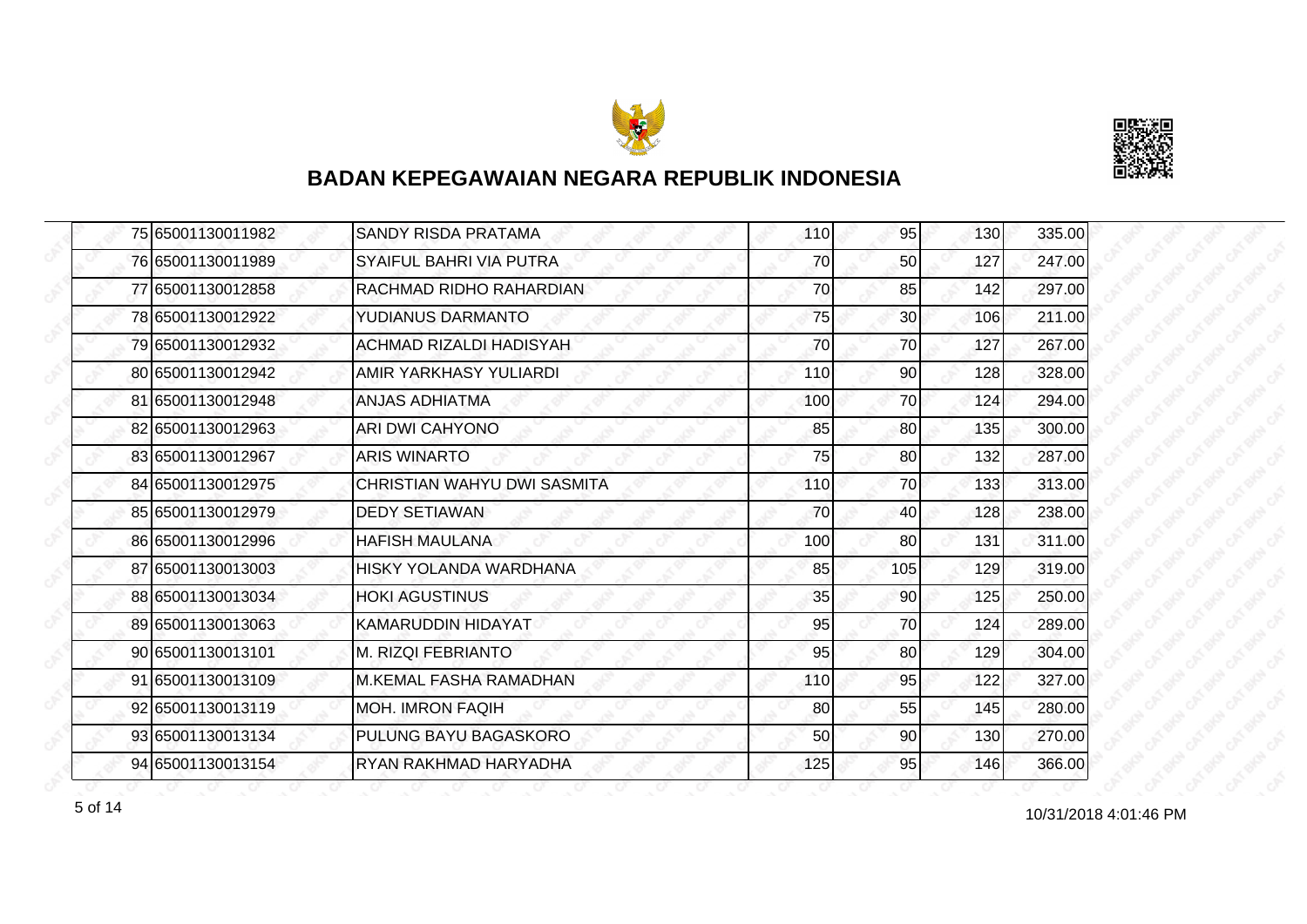# BADAN KEPEGAWAIAN NEGARA REPUBLIK INDONESIA

| | | | | | | |
|---|---|---|---|---|---|---|
| 75 | 65001130011982 | SANDY RISDA PRATAMA | 110 | 95 | 130 | 335.00 |
| 76 | 65001130011989 | SYAIFUL BAHRI VIA PUTRA | 70 | 50 | 127 | 247.00 |
| 77 | 65001130012858 | RACHMAD RIDHO RAHARDIAN | 70 | 85 | 142 | 297.00 |
| 78 | 65001130012922 | YUDIANUS DARMANTO | 75 | 30 | 106 | 211.00 |
| 79 | 65001130012932 | ACHMAD RIZALDI HADISYAH | 70 | 70 | 127 | 267.00 |
| 80 | 65001130012942 | AMIR YARKHASY YULIARDI | 110 | 90 | 128 | 328.00 |
| 81 | 65001130012948 | ANJAS ADHIATMA | 100 | 70 | 124 | 294.00 |
| 82 | 65001130012963 | ARI DWI CAHYONO | 85 | 80 | 135 | 300.00 |
| 83 | 65001130012967 | ARIS WINARTO | 75 | 80 | 132 | 287.00 |
| 84 | 65001130012975 | CHRISTIAN WAHYU DWI SASMITA | 110 | 70 | 133 | 313.00 |
| 85 | 65001130012979 | DEDY SETIAWAN | 70 | 40 | 128 | 238.00 |
| 86 | 65001130012996 | HAFISH MAULANA | 100 | 80 | 131 | 311.00 |
| 87 | 65001130013003 | HISKY YOLANDA WARDHANA | 85 | 105 | 129 | 319.00 |
| 88 | 65001130013034 | HOKI AGUSTINUS | 35 | 90 | 125 | 250.00 |
| 89 | 65001130013063 | KAMARUDDIN HIDAYAT | 95 | 70 | 124 | 289.00 |
| 90 | 65001130013101 | M. RIZQI FEBRIANTO | 95 | 80 | 129 | 304.00 |
| 91 | 65001130013109 | M.KEMAL FASHA RAMADHAN | 110 | 95 | 122 | 327.00 |
| 92 | 65001130013119 | MOH. IMRON FAQIH | 80 | 55 | 145 | 280.00 |
| 93 | 65001130013134 | PULUNG BAYU BAGASKORO | 50 | 90 | 130 | 270.00 |
| 94 | 65001130013154 | RYAN RAKHMAD HARYADHA | 125 | 95 | 146 | 366.00 |

10/31/2018 4:01:46 PM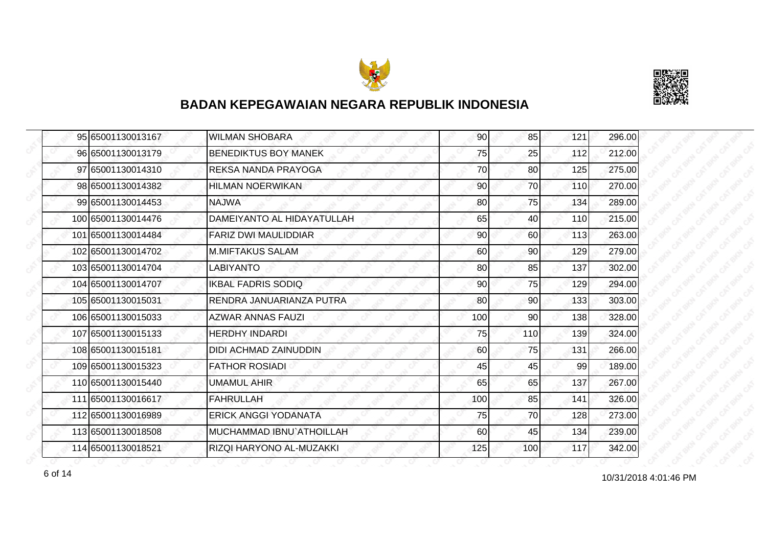## BADAN KEPEGAWAIAN NEGARA REPUBLIK INDONESIA

| | | | | | | |
|---|---|---|---|---|---|---|
| 95 | 65001130013167 | WILMAN SHOBARA | 90 | 85 | 121 | 296.00 |
| 96 | 65001130013179 | BENEDIKTUS BOY MANEK | 75 | 25 | 112 | 212.00 |
| 97 | 65001130014310 | REKSA NANDA PRAYOGA | 70 | 80 | 125 | 275.00 |
| 98 | 65001130014382 | HILMAN NOERWIKAN | 90 | 70 | 110 | 270.00 |
| 99 | 65001130014453 | NAJWA | 80 | 75 | 134 | 289.00 |
| 100 | 65001130014476 | DAMEIYANTO AL HIDAYATULLAH | 65 | 40 | 110 | 215.00 |
| 101 | 65001130014484 | FARIZ DWI MAULIDDIAR | 90 | 60 | 113 | 263.00 |
| 102 | 65001130014702 | M.MIFTAKUS SALAM | 60 | 90 | 129 | 279.00 |
| 103 | 65001130014704 | LABIYANTO | 80 | 85 | 137 | 302.00 |
| 104 | 65001130014707 | IKBAL FADRIS SODIQ | 90 | 75 | 129 | 294.00 |
| 105 | 65001130015031 | RENDRA JANUARIANZA PUTRA | 80 | 90 | 133 | 303.00 |
| 106 | 65001130015033 | AZWAR ANNAS FAUZI | 100 | 90 | 138 | 328.00 |
| 107 | 65001130015133 | HERDHY INDARDI | 75 | 110 | 139 | 324.00 |
| 108 | 65001130015181 | DIDI ACHMAD ZAINUDDIN | 60 | 75 | 131 | 266.00 |
| 109 | 65001130015323 | FATHOR ROSIADI | 45 | 45 | 99 | 189.00 |
| 110 | 65001130015440 | UMAMUL AHIR | 65 | 65 | 137 | 267.00 |
| 111 | 65001130016617 | FAHRULLAH | 100 | 85 | 141 | 326.00 |
| 112 | 65001130016989 | ERICK ANGGI YODANATA | 75 | 70 | 128 | 273.00 |
| 113 | 65001130018508 | MUCHAMMAD IBNU`ATHOILLAH | 60 | 45 | 134 | 239.00 |
| 114 | 65001130018521 | RIZQI HARYONO AL-MUZAKKI | 125 | 100 | 117 | 342.00 |

10/31/2018 4:01:46 PM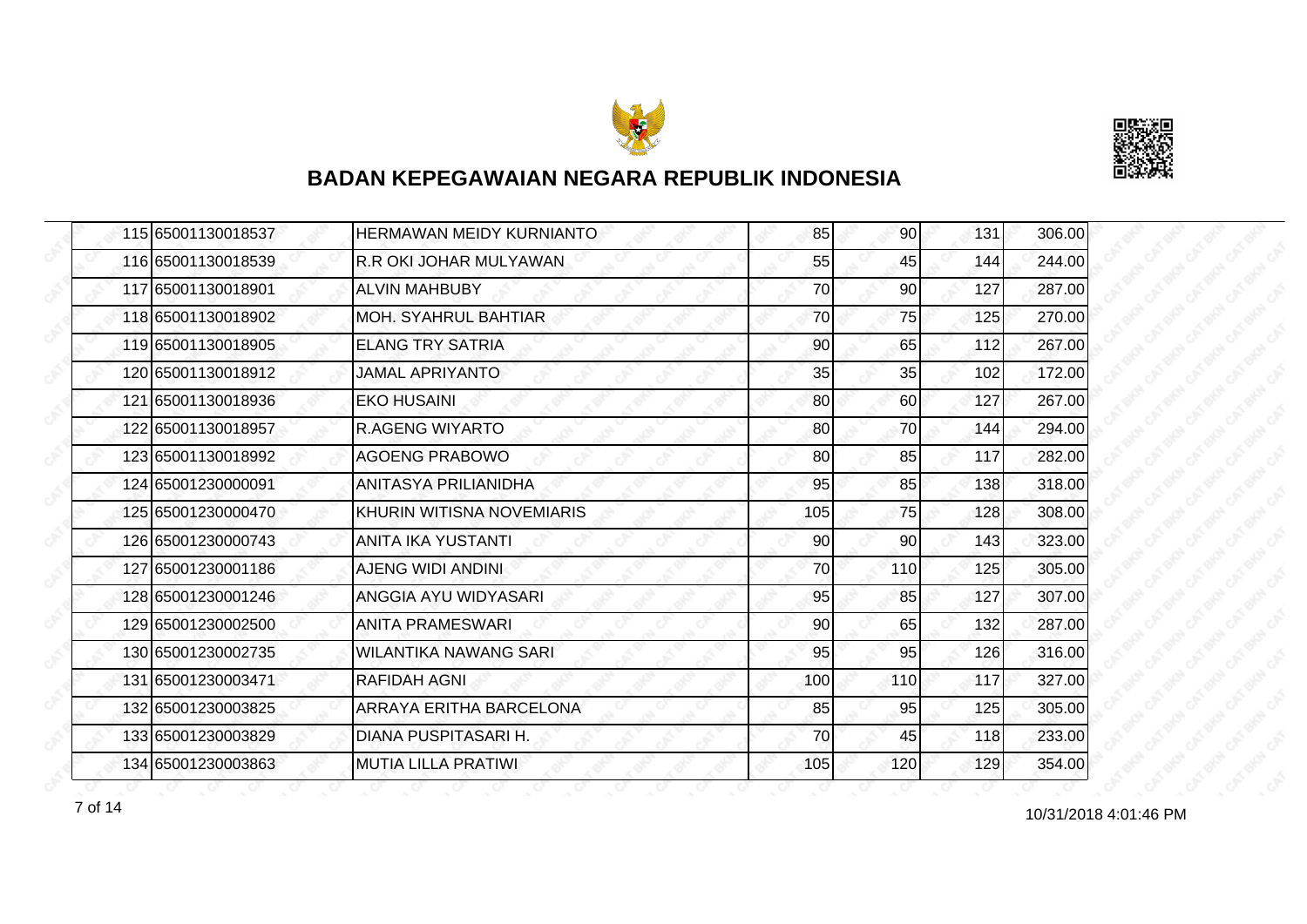# BADAN KEPEGAWAIAN NEGARA REPUBLIK INDONESIA

| | | | | | | |
|---|---|---|---|---|---|---|
| 115 | 65001130018537 | HERMAWAN MEIDY KURNIANTO | 85 | 90 | 131 | 306.00 |
| 116 | 65001130018539 | R.R OKI JOHAR MULYAWAN | 55 | 45 | 144 | 244.00 |
| 117 | 65001130018901 | ALVIN MAHBUBY | 70 | 90 | 127 | 287.00 |
| 118 | 65001130018902 | MOH. SYAHRUL BAHTIAR | 70 | 75 | 125 | 270.00 |
| 119 | 65001130018905 | ELANG TRY SATRIA | 90 | 65 | 112 | 267.00 |
| 120 | 65001130018912 | JAMAL APRIYANTO | 35 | 35 | 102 | 172.00 |
| 121 | 65001130018936 | EKO HUSAINI | 80 | 60 | 127 | 267.00 |
| 122 | 65001130018957 | R.AGENG WIYARTO | 80 | 70 | 144 | 294.00 |
| 123 | 65001130018992 | AGOENG PRABOWO | 80 | 85 | 117 | 282.00 |
| 124 | 65001230000091 | ANITASYA PRILIANIDHA | 95 | 85 | 138 | 318.00 |
| 125 | 65001230000470 | KHURIN WITISNA NOVEMIARIS | 105 | 75 | 128 | 308.00 |
| 126 | 65001230000743 | ANITA IKA YUSTANTI | 90 | 90 | 143 | 323.00 |
| 127 | 65001230001186 | AJENG WIDI ANDINI | 70 | 110 | 125 | 305.00 |
| 128 | 65001230001246 | ANGGIA AYU WIDYASARI | 95 | 85 | 127 | 307.00 |
| 129 | 65001230002500 | ANITA PRAMESWARI | 90 | 65 | 132 | 287.00 |
| 130 | 65001230002735 | WILANTIKA NAWANG SARI | 95 | 95 | 126 | 316.00 |
| 131 | 65001230003471 | RAFIDAH AGNI | 100 | 110 | 117 | 327.00 |
| 132 | 65001230003825 | ARRAYA ERITHA BARCELONA | 85 | 95 | 125 | 305.00 |
| 133 | 65001230003829 | DIANA PUSPITASARI H. | 70 | 45 | 118 | 233.00 |
| 134 | 65001230003863 | MUTIA LILLA PRATIWI | 105 | 120 | 129 | 354.00 |

10/31/2018 4:01:46 PM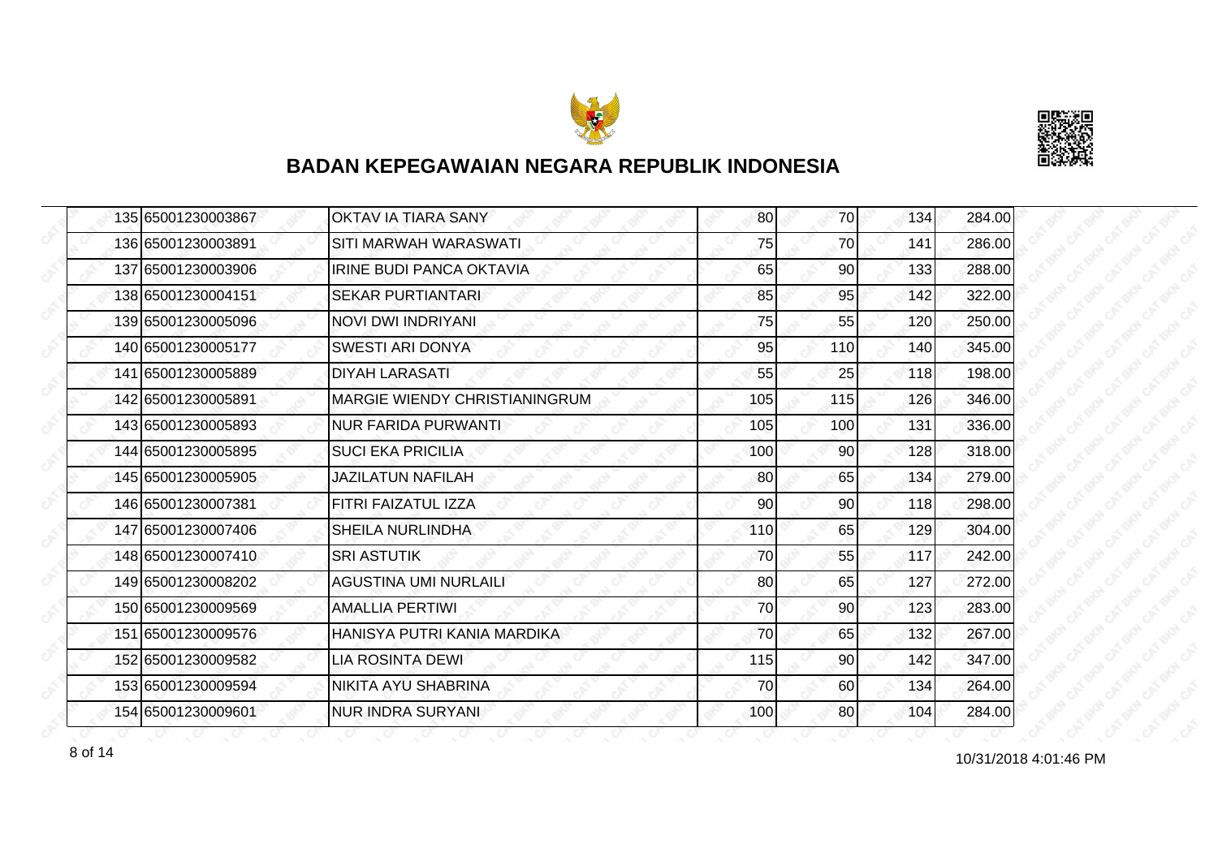## BADAN KEPEGAWAIAN NEGARA REPUBLIK INDONESIA

| | | | | | | |
|---|---|---|---|---|---|---|
| 135 | 65001230003867 | OKTAV IA TIARA SANY | 80 | 70 | 134 | 284.00 |
| 136 | 65001230003891 | SITI MARWAH WARASWATI | 75 | 70 | 141 | 286.00 |
| 137 | 65001230003906 | IRINE BUDI PANCA OKTAVIA | 65 | 90 | 133 | 288.00 |
| 138 | 65001230004151 | SEKAR PURTIANTARI | 85 | 95 | 142 | 322.00 |
| 139 | 65001230005096 | NOVI DWI INDRIYANI | 75 | 55 | 120 | 250.00 |
| 140 | 65001230005177 | SWESTI ARI DONYA | 95 | 110 | 140 | 345.00 |
| 141 | 65001230005889 | DIYAH LARASATI | 55 | 25 | 118 | 198.00 |
| 142 | 65001230005891 | MARGIE WIENDY CHRISTIANINGRUM | 105 | 115 | 126 | 346.00 |
| 143 | 65001230005893 | NUR FARIDA PURWANTI | 105 | 100 | 131 | 336.00 |
| 144 | 65001230005895 | SUCI EKA PRICILIA | 100 | 90 | 128 | 318.00 |
| 145 | 65001230005905 | JAZILATUN NAFILAH | 80 | 65 | 134 | 279.00 |
| 146 | 65001230007381 | FITRI FAIZATUL IZZA | 90 | 90 | 118 | 298.00 |
| 147 | 65001230007406 | SHEILA NURLINDHA | 110 | 65 | 129 | 304.00 |
| 148 | 65001230007410 | SRI ASTUTIK | 70 | 55 | 117 | 242.00 |
| 149 | 65001230008202 | AGUSTINA UMI NURLAILI | 80 | 65 | 127 | 272.00 |
| 150 | 65001230009569 | AMALLIA PERTIWI | 70 | 90 | 123 | 283.00 |
| 151 | 65001230009576 | HANISYA PUTRI KANIA MARDIKA | 70 | 65 | 132 | 267.00 |
| 152 | 65001230009582 | LIA ROSINTA DEWI | 115 | 90 | 142 | 347.00 |
| 153 | 65001230009594 | NIKITA AYU SHABRINA | 70 | 60 | 134 | 264.00 |
| 154 | 65001230009601 | NUR INDRA SURYANI | 100 | 80 | 104 | 284.00 |

10/31/2018 4:01:46 PM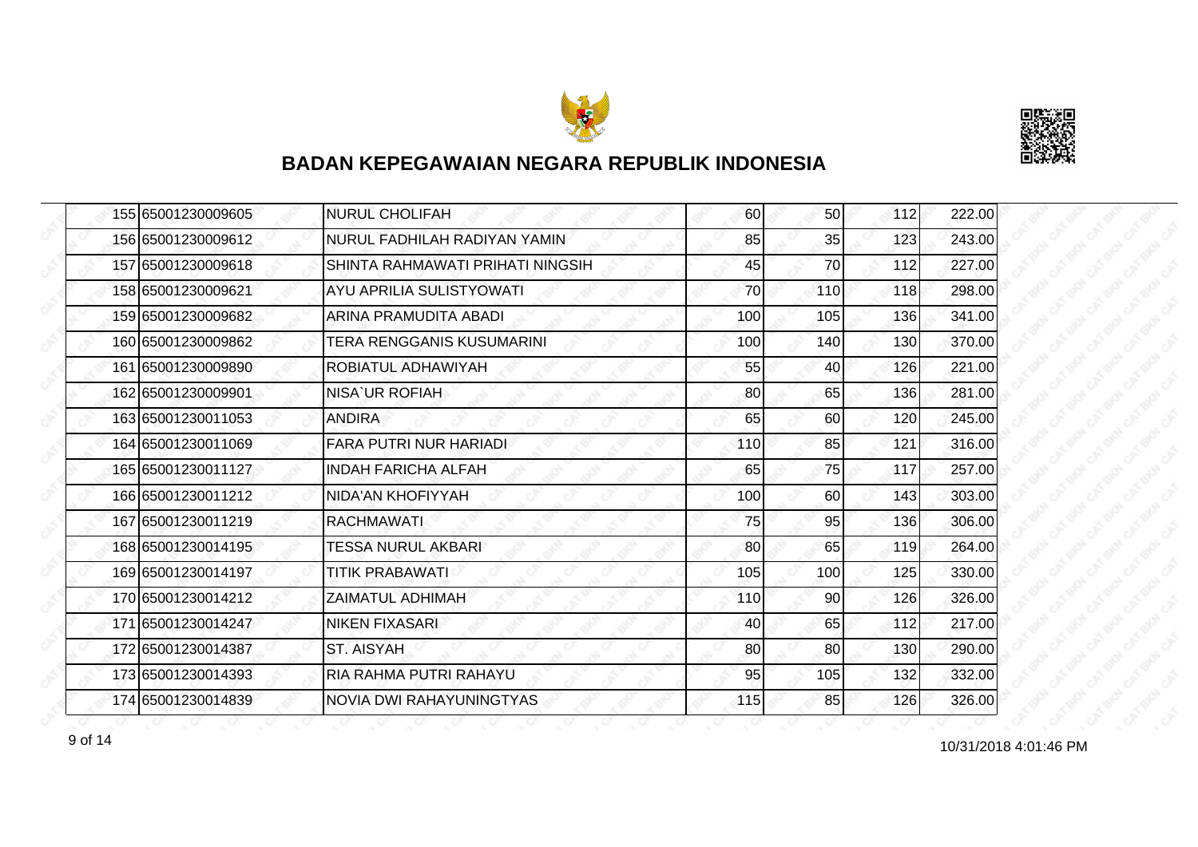# BADAN KEPEGAWAIAN NEGARA REPUBLIK INDONESIA

| | | | | | | |
|---|---|---|---|---|---|---|
| 155 | 65001230009605 | NURUL CHOLIFAH | 60 | 50 | 112 | 222.00 |
| 156 | 65001230009612 | NURUL FADHILAH RADIYAN YAMIN | 85 | 35 | 123 | 243.00 |
| 157 | 65001230009618 | SHINTA RAHMAWATI PRIHATI NINGSIH | 45 | 70 | 112 | 227.00 |
| 158 | 65001230009621 | AYU APRILIA SULISTYOWATI | 70 | 110 | 118 | 298.00 |
| 159 | 65001230009682 | ARINA PRAMUDITA ABADI | 100 | 105 | 136 | 341.00 |
| 160 | 65001230009862 | TERA RENGGANIS KUSUMARINI | 100 | 140 | 130 | 370.00 |
| 161 | 65001230009890 | ROBIATUL ADHAWIYAH | 55 | 40 | 126 | 221.00 |
| 162 | 65001230009901 | NISA`UR ROFIAH | 80 | 65 | 136 | 281.00 |
| 163 | 65001230011053 | ANDIRA | 65 | 60 | 120 | 245.00 |
| 164 | 65001230011069 | FARA PUTRI NUR HARIADI | 110 | 85 | 121 | 316.00 |
| 165 | 65001230011127 | INDAH FARICHA ALFAH | 65 | 75 | 117 | 257.00 |
| 166 | 65001230011212 | NIDA'AN KHOFIYYAH | 100 | 60 | 143 | 303.00 |
| 167 | 65001230011219 | RACHMAWATI | 75 | 95 | 136 | 306.00 |
| 168 | 65001230014195 | TESSA NURUL AKBARI | 80 | 65 | 119 | 264.00 |
| 169 | 65001230014197 | TITIK PRABAWATI | 105 | 100 | 125 | 330.00 |
| 170 | 65001230014212 | ZAIMATUL ADHIMAH | 110 | 90 | 126 | 326.00 |
| 171 | 65001230014247 | NIKEN FIXASARI | 40 | 65 | 112 | 217.00 |
| 172 | 65001230014387 | ST. AISYAH | 80 | 80 | 130 | 290.00 |
| 173 | 65001230014393 | RIA RAHMA PUTRI RAHAYU | 95 | 105 | 132 | 332.00 |
| 174 | 65001230014839 | NOVIA DWI RAHAYUNINGTYAS | 115 | 85 | 126 | 326.00 |

10/31/2018 4:01:46 PM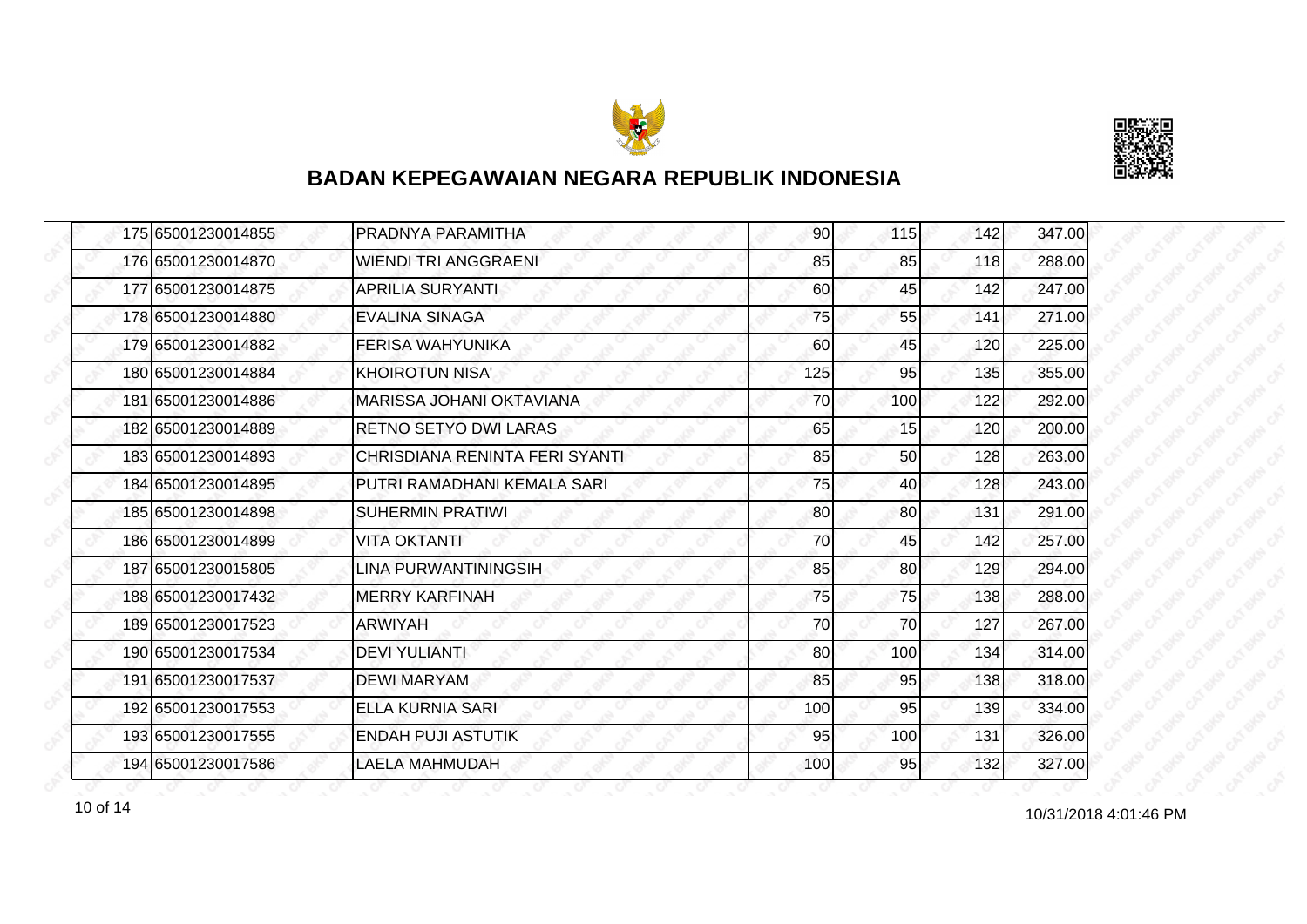## BADAN KEPEGAWAIAN NEGARA REPUBLIK INDONESIA

| | | | | | | |
|---|---|---|---|---|---|---|
| 175 | 65001230014855 | PRADNYA PARAMITHA | 90 | 115 | 142 | 347.00 |
| 176 | 65001230014870 | WIENDI TRI ANGGRAENI | 85 | 85 | 118 | 288.00 |
| 177 | 65001230014875 | APRILIA SURYANTI | 60 | 45 | 142 | 247.00 |
| 178 | 65001230014880 | EVALINA SINAGA | 75 | 55 | 141 | 271.00 |
| 179 | 65001230014882 | FERISA WAHYUNIKA | 60 | 45 | 120 | 225.00 |
| 180 | 65001230014884 | KHOIROTUN NISA' | 125 | 95 | 135 | 355.00 |
| 181 | 65001230014886 | MARISSA JOHANI OKTAVIANA | 70 | 100 | 122 | 292.00 |
| 182 | 65001230014889 | RETNO SETYO DWI LARAS | 65 | 15 | 120 | 200.00 |
| 183 | 65001230014893 | CHRISDIANA RENINTA FERI SYANTI | 85 | 50 | 128 | 263.00 |
| 184 | 65001230014895 | PUTRI RAMADHANI KEMALA SARI | 75 | 40 | 128 | 243.00 |
| 185 | 65001230014898 | SUHERMIN PRATIWI | 80 | 80 | 131 | 291.00 |
| 186 | 65001230014899 | VITA OKTANTI | 70 | 45 | 142 | 257.00 |
| 187 | 65001230015805 | LINA PURWANTININGSIH | 85 | 80 | 129 | 294.00 |
| 188 | 65001230017432 | MERRY KARFINAH | 75 | 75 | 138 | 288.00 |
| 189 | 65001230017523 | ARWIYAH | 70 | 70 | 127 | 267.00 |
| 190 | 65001230017534 | DEVI YULIANTI | 80 | 100 | 134 | 314.00 |
| 191 | 65001230017537 | DEWI MARYAM | 85 | 95 | 138 | 318.00 |
| 192 | 65001230017553 | ELLA KURNIA SARI | 100 | 95 | 139 | 334.00 |
| 193 | 65001230017555 | ENDAH PUJI ASTUTIK | 95 | 100 | 131 | 326.00 |
| 194 | 65001230017586 | LAELA MAHMUDAH | 100 | 95 | 132 | 327.00 |

10/31/2018 4:01:46 PM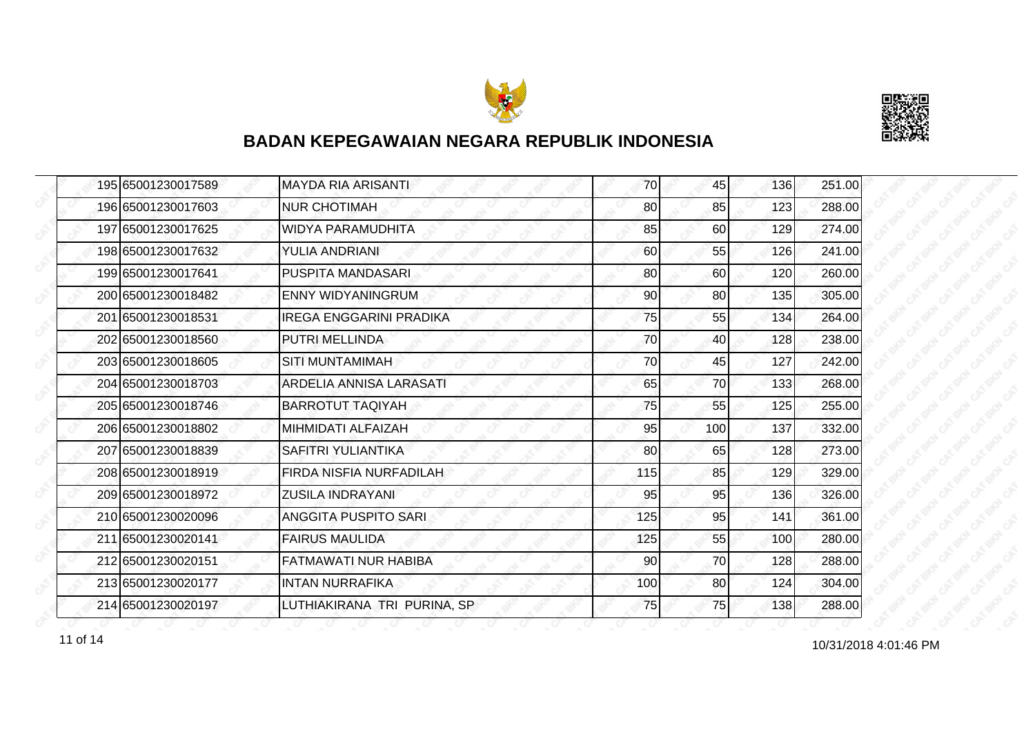## BADAN KEPEGAWAIAN NEGARA REPUBLIK INDONESIA

| | | | | | | |
|---|---|---|---|---|---|---|
| 195 | 65001230017589 | MAYDA RIA ARISANTI | 70 | 45 | 136 | 251.00 |
| 196 | 65001230017603 | NUR CHOTIMAH | 80 | 85 | 123 | 288.00 |
| 197 | 65001230017625 | WIDYA PARAMUDHITA | 85 | 60 | 129 | 274.00 |
| 198 | 65001230017632 | YULIA ANDRIANI | 60 | 55 | 126 | 241.00 |
| 199 | 65001230017641 | PUSPITA MANDASARI | 80 | 60 | 120 | 260.00 |
| 200 | 65001230018482 | ENNY WIDYANINGRUM | 90 | 80 | 135 | 305.00 |
| 201 | 65001230018531 | IREGA ENGGARINI PRADIKA | 75 | 55 | 134 | 264.00 |
| 202 | 65001230018560 | PUTRI MELLINDA | 70 | 40 | 128 | 238.00 |
| 203 | 65001230018605 | SITI MUNTAMIMAH | 70 | 45 | 127 | 242.00 |
| 204 | 65001230018703 | ARDELIA ANNISA LARASATI | 65 | 70 | 133 | 268.00 |
| 205 | 65001230018746 | BARROTUT TAQIYAH | 75 | 55 | 125 | 255.00 |
| 206 | 65001230018802 | MIHMIDATI ALFAIZAH | 95 | 100 | 137 | 332.00 |
| 207 | 65001230018839 | SAFITRI YULIANTIKA | 80 | 65 | 128 | 273.00 |
| 208 | 65001230018919 | FIRDA NISFIA NURFADILAH | 115 | 85 | 129 | 329.00 |
| 209 | 65001230018972 | ZUSILA INDRAYANI | 95 | 95 | 136 | 326.00 |
| 210 | 65001230020096 | ANGGITA PUSPITO SARI | 125 | 95 | 141 | 361.00 |
| 211 | 65001230020141 | FAIRUS MAULIDA | 125 | 55 | 100 | 280.00 |
| 212 | 65001230020151 | FATMAWATI NUR HABIBA | 90 | 70 | 128 | 288.00 |
| 213 | 65001230020177 | INTAN NURRAFIKA | 100 | 80 | 124 | 304.00 |
| 214 | 65001230020197 | LUTHIAKIRANA TRI PURINA, SP | 75 | 75 | 138 | 288.00 |

10/31/2018 4:01:46 PM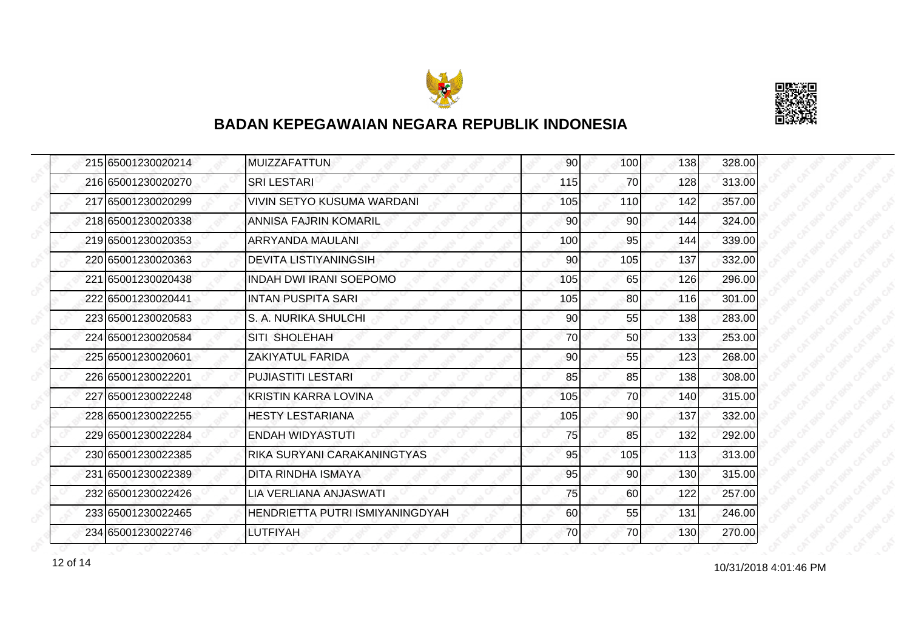## BADAN KEPEGAWAIAN NEGARA REPUBLIK INDONESIA

| | | | | | | |
|---|---|---|---|---|---|---|
| 215 | 65001230020214 | MUIZZAFATTUN | 90 | 100 | 138 | 328.00 |
| 216 | 65001230020270 | SRI LESTARI | 115 | 70 | 128 | 313.00 |
| 217 | 65001230020299 | VIVIN SETYO KUSUMA WARDANI | 105 | 110 | 142 | 357.00 |
| 218 | 65001230020338 | ANNISA FAJRIN KOMARIL | 90 | 90 | 144 | 324.00 |
| 219 | 65001230020353 | ARRYANDA MAULANI | 100 | 95 | 144 | 339.00 |
| 220 | 65001230020363 | DEVITA LISTIYANINGSIH | 90 | 105 | 137 | 332.00 |
| 221 | 65001230020438 | INDAH DWI IRANI SOEPOMO | 105 | 65 | 126 | 296.00 |
| 222 | 65001230020441 | INTAN PUSPITA SARI | 105 | 80 | 116 | 301.00 |
| 223 | 65001230020583 | S. A. NURIKA SHULCHI | 90 | 55 | 138 | 283.00 |
| 224 | 65001230020584 | SITI SHOLEHAH | 70 | 50 | 133 | 253.00 |
| 225 | 65001230020601 | ZAKIYATUL FARIDA | 90 | 55 | 123 | 268.00 |
| 226 | 65001230022201 | PUJIASTITI LESTARI | 85 | 85 | 138 | 308.00 |
| 227 | 65001230022248 | KRISTIN KARRA LOVINA | 105 | 70 | 140 | 315.00 |
| 228 | 65001230022255 | HESTY LESTARIANA | 105 | 90 | 137 | 332.00 |
| 229 | 65001230022284 | ENDAH WIDYASTUTI | 75 | 85 | 132 | 292.00 |
| 230 | 65001230022385 | RIKA SURYANI CARAKANINGTYAS | 95 | 105 | 113 | 313.00 |
| 231 | 65001230022389 | DITA RINDHA ISMAYA | 95 | 90 | 130 | 315.00 |
| 232 | 65001230022426 | LIA VERLIANA ANJASWATI | 75 | 60 | 122 | 257.00 |
| 233 | 65001230022465 | HENDRIETTA PUTRI ISMIYANINGDYAH | 60 | 55 | 131 | 246.00 |
| 234 | 65001230022746 | LUTFIYAH | 70 | 70 | 130 | 270.00 |

10/31/2018 4:01:46 PM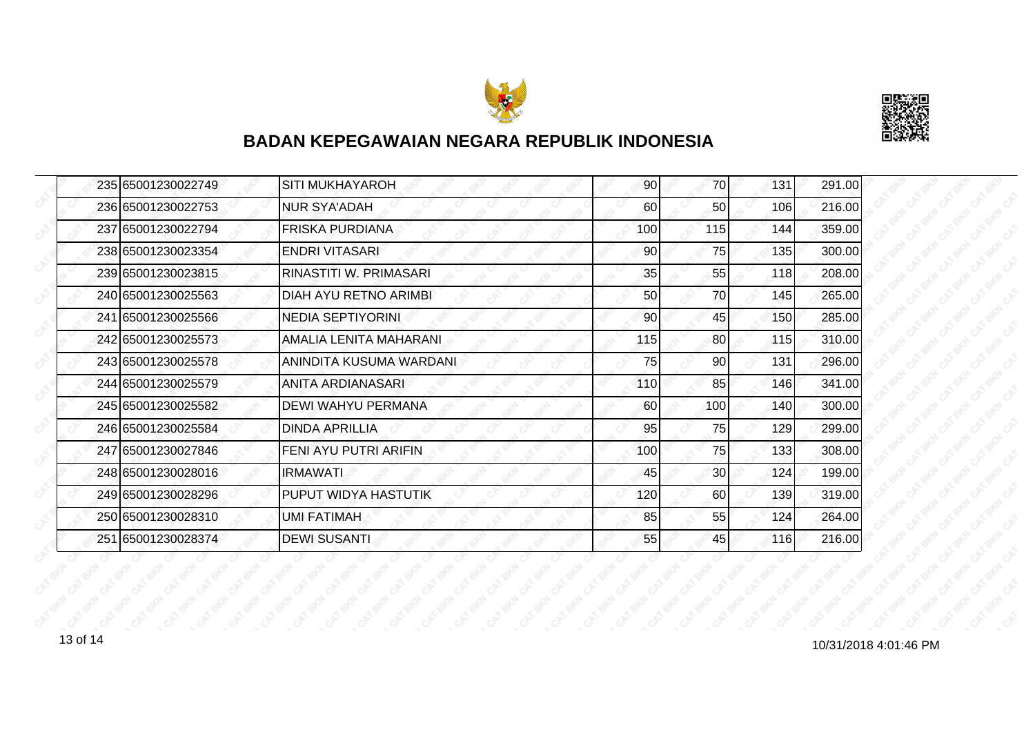## BADAN KEPEGAWAIAN NEGARA REPUBLIK INDONESIA

| | | | | | | |
|---|---|---|---|---|---|---|
| 235 | 65001230022749 | SITI MUKHAYAROH | 90 | 70 | 131 | 291.00 |
| 236 | 65001230022753 | NUR SYA'ADAH | 60 | 50 | 106 | 216.00 |
| 237 | 65001230022794 | FRISKA PURDIANA | 100 | 115 | 144 | 359.00 |
| 238 | 65001230023354 | ENDRI VITASARI | 90 | 75 | 135 | 300.00 |
| 239 | 65001230023815 | RINASTITI W. PRIMASARI | 35 | 55 | 118 | 208.00 |
| 240 | 65001230025563 | DIAH AYU RETNO ARIMBI | 50 | 70 | 145 | 265.00 |
| 241 | 65001230025566 | NEDIA SEPTIYORINI | 90 | 45 | 150 | 285.00 |
| 242 | 65001230025573 | AMALIA LENITA MAHARANI | 115 | 80 | 115 | 310.00 |
| 243 | 65001230025578 | ANINDITA KUSUMA WARDANI | 75 | 90 | 131 | 296.00 |
| 244 | 65001230025579 | ANITA ARDIANASARI | 110 | 85 | 146 | 341.00 |
| 245 | 65001230025582 | DEWI WAHYU PERMANA | 60 | 100 | 140 | 300.00 |
| 246 | 65001230025584 | DINDA APRILLIA | 95 | 75 | 129 | 299.00 |
| 247 | 65001230027846 | FENI AYU PUTRI ARIFIN | 100 | 75 | 133 | 308.00 |
| 248 | 65001230028016 | IRMAWATI | 45 | 30 | 124 | 199.00 |
| 249 | 65001230028296 | PUPUT WIDYA HASTUTIK | 120 | 60 | 139 | 319.00 |
| 250 | 65001230028310 | UMI FATIMAH | 85 | 55 | 124 | 264.00 |
| 251 | 65001230028374 | DEWI SUSANTI | 55 | 45 | 116 | 216.00 |

10/31/2018 4:01:46 PM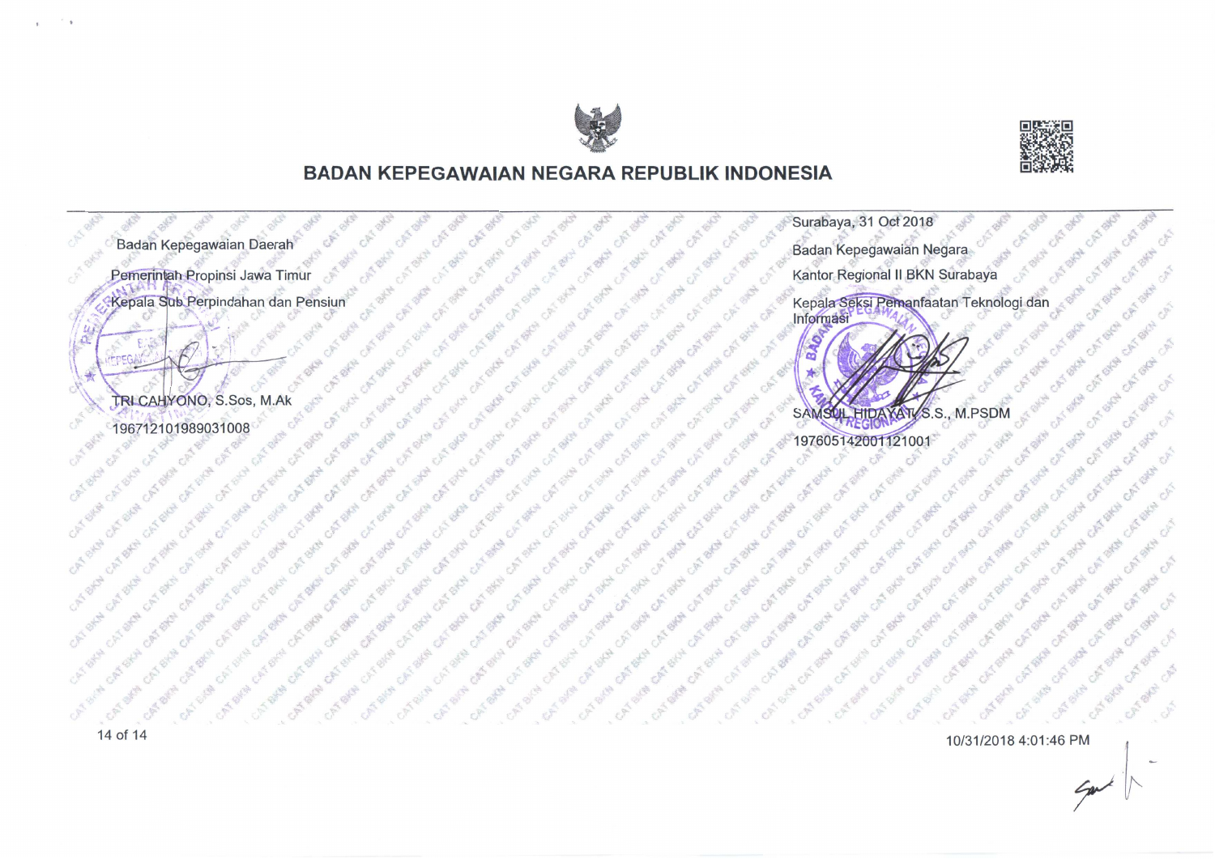# BADAN KEPEGAWAIAN NEGARA REPUBLIK INDONESIA

Badan Kepegawaian Daerah

Pemerintah Propinsi Jawa Timur

Kepala Sub Perpindahan dan Pensiun

TRI CAHYONO, S.Sos, M.Ak

196712101989031008

Surabaya, 31 Oct 2018

Badan Kepegawaian Negara

Kantor Regional II BKN Surabaya

Kepala Seksi Pemanfaatan Teknologi dan Informasi

SAMSUL HIDAYAT, S.S., M.PSDM

197605142001121001

10/31/2018 4:01:46 PM